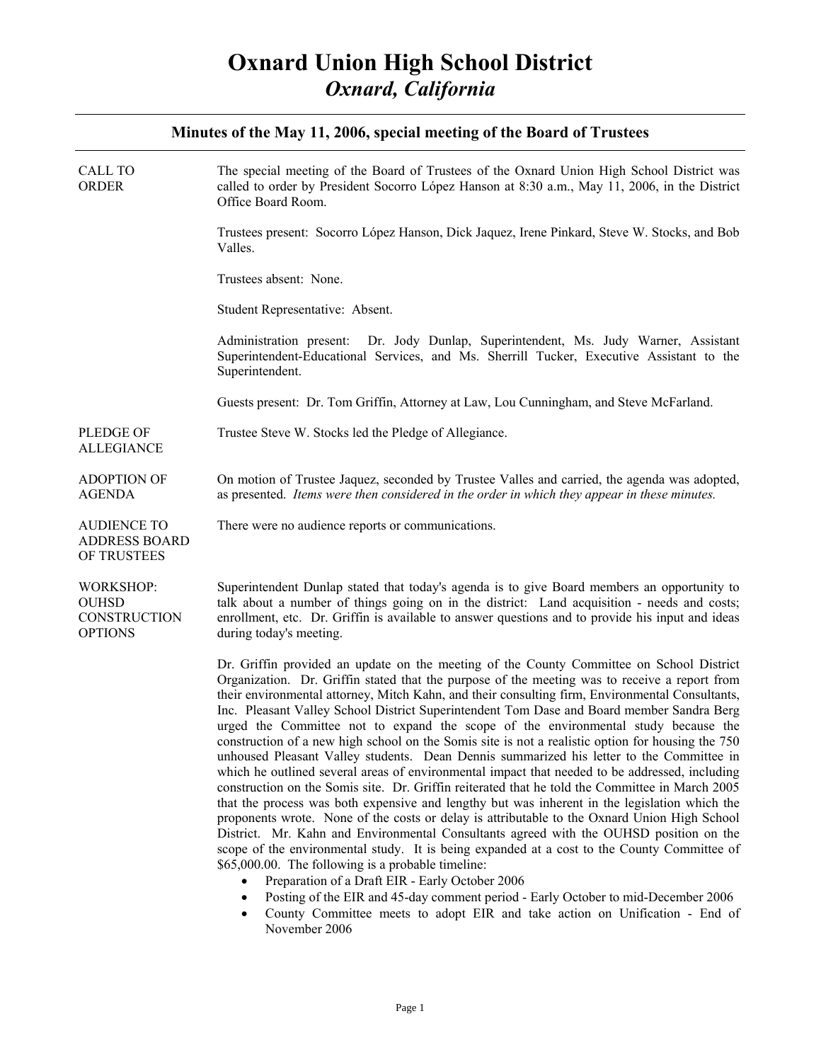# Oxnard Union High School District

## *Oxnard, California*

### Minutes of the May 11, 2006, special meeting of the Board of Trustees

**CALL TO ORDER**

The special meeting of the Board of Trustees of the Oxnard Union High School District was called to order by President Socorro López Hanson at 8:30 a.m., May 11, 2006, in the District Office Board Room.

Trustees present: Socorro López Hanson, Dick Jaquez, Irene Pinkard, Steve W. Stocks, and Bob Valles.

Trustees absent: None.

Student Representative: Absent.

Administration present: Dr. Jody Dunlap, Superintendent, Ms. Judy Warner, Assistant Superintendent-Educational Services, and Ms. Sherrill Tucker, Executive Assistant to the Superintendent.

Guests present: Dr. Tom Griffin, Attorney at Law, Lou Cunningham, and Steve McFarland.

**PLEDGE OF ALLEGIANCE**

Trustee Steve W. Stocks led the Pledge of Allegiance.

**ADOPTION OF AGENDA**

On motion of Trustee Jaquez, seconded by Trustee Valles and carried, the agenda was adopted, as presented. *Items were then considered in the order in which they appear in these minutes.*

**AUDIENCE TO ADDRESS BOARD OF TRUSTEES**

There were no audience reports or communications.

**WORKSHOP: OUHSD CONSTRUCTION OPTIONS**

Superintendent Dunlap stated that today's agenda is to give Board members an opportunity to talk about a number of things going on in the district: Land acquisition - needs and costs; enrollment, etc. Dr. Griffin is available to answer questions and to provide his input and ideas during today's meeting.

Dr. Griffin provided an update on the meeting of the County Committee on School District Organization. Dr. Griffin stated that the purpose of the meeting was to receive a report from their environmental attorney, Mitch Kahn, and their consulting firm, Environmental Consultants, Inc. Pleasant Valley School District Superintendent Tom Dase and Board member Sandra Berg urged the Committee not to expand the scope of the environmental study because the construction of a new high school on the Somis site is not a realistic option for housing the 750 unhoused Pleasant Valley students. Dean Dennis summarized his letter to the Committee in which he outlined several areas of environmental impact that needed to be addressed, including construction on the Somis site. Dr. Griffin reiterated that he told the Committee in March 2005 that the process was both expensive and lengthy but was inherent in the legislation which the proponents wrote. None of the costs or delay is attributable to the Oxnard Union High School District. Mr. Kahn and Environmental Consultants agreed with the OUHSD position on the scope of the environmental study. It is being expanded at a cost to the County Committee of $65,000.00. The following is a probable timeline:

- Preparation of a Draft EIR - Early October 2006
- Posting of the EIR and 45-day comment period - Early October to mid-December 2006
- County Committee meets to adopt EIR and take action on Unification - End of November 2006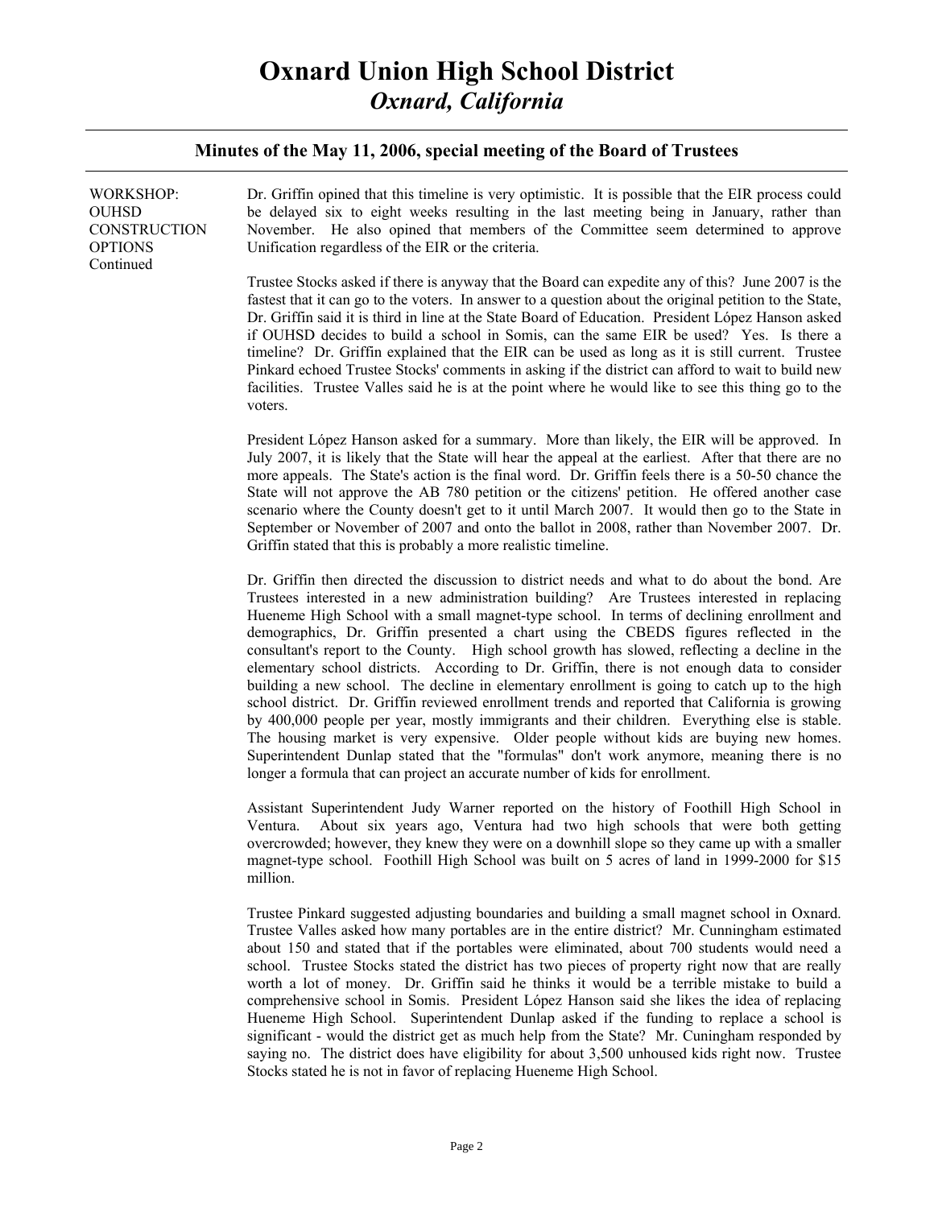# Oxnard Union High School District
*Oxnard, California*

## Minutes of the May 11, 2006, special meeting of the Board of Trustees

WORKSHOP: OUHSD CONSTRUCTION OPTIONS Continued

Dr. Griffin opined that this timeline is very optimistic. It is possible that the EIR process could be delayed six to eight weeks resulting in the last meeting being in January, rather than November. He also opined that members of the Committee seem determined to approve Unification regardless of the EIR or the criteria.

Trustee Stocks asked if there is anyway that the Board can expedite any of this? June 2007 is the fastest that it can go to the voters. In answer to a question about the original petition to the State, Dr. Griffin said it is third in line at the State Board of Education. President López Hanson asked if OUHSD decides to build a school in Somis, can the same EIR be used? Yes. Is there a timeline? Dr. Griffin explained that the EIR can be used as long as it is still current. Trustee Pinkard echoed Trustee Stocks' comments in asking if the district can afford to wait to build new facilities. Trustee Valles said he is at the point where he would like to see this thing go to the voters.

President López Hanson asked for a summary. More than likely, the EIR will be approved. In July 2007, it is likely that the State will hear the appeal at the earliest. After that there are no more appeals. The State's action is the final word. Dr. Griffin feels there is a 50-50 chance the State will not approve the AB 780 petition or the citizens' petition. He offered another case scenario where the County doesn't get to it until March 2007. It would then go to the State in September or November of 2007 and onto the ballot in 2008, rather than November 2007. Dr. Griffin stated that this is probably a more realistic timeline.

Dr. Griffin then directed the discussion to district needs and what to do about the bond. Are Trustees interested in a new administration building? Are Trustees interested in replacing Hueneme High School with a small magnet-type school. In terms of declining enrollment and demographics, Dr. Griffin presented a chart using the CBEDS figures reflected in the consultant's report to the County. High school growth has slowed, reflecting a decline in the elementary school districts. According to Dr. Griffin, there is not enough data to consider building a new school. The decline in elementary enrollment is going to catch up to the high school district. Dr. Griffin reviewed enrollment trends and reported that California is growing by 400,000 people per year, mostly immigrants and their children. Everything else is stable. The housing market is very expensive. Older people without kids are buying new homes. Superintendent Dunlap stated that the "formulas" don't work anymore, meaning there is no longer a formula that can project an accurate number of kids for enrollment.

Assistant Superintendent Judy Warner reported on the history of Foothill High School in Ventura. About six years ago, Ventura had two high schools that were both getting overcrowded; however, they knew they were on a downhill slope so they came up with a smaller magnet-type school. Foothill High School was built on 5 acres of land in 1999-2000 for $15 million.

Trustee Pinkard suggested adjusting boundaries and building a small magnet school in Oxnard. Trustee Valles asked how many portables are in the entire district? Mr. Cunningham estimated about 150 and stated that if the portables were eliminated, about 700 students would need a school. Trustee Stocks stated the district has two pieces of property right now that are really worth a lot of money. Dr. Griffin said he thinks it would be a terrible mistake to build a comprehensive school in Somis. President López Hanson said she likes the idea of replacing Hueneme High School. Superintendent Dunlap asked if the funding to replace a school is significant - would the district get as much help from the State? Mr. Cuningham responded by saying no. The district does have eligibility for about 3,500 unhoused kids right now. Trustee Stocks stated he is not in favor of replacing Hueneme High School.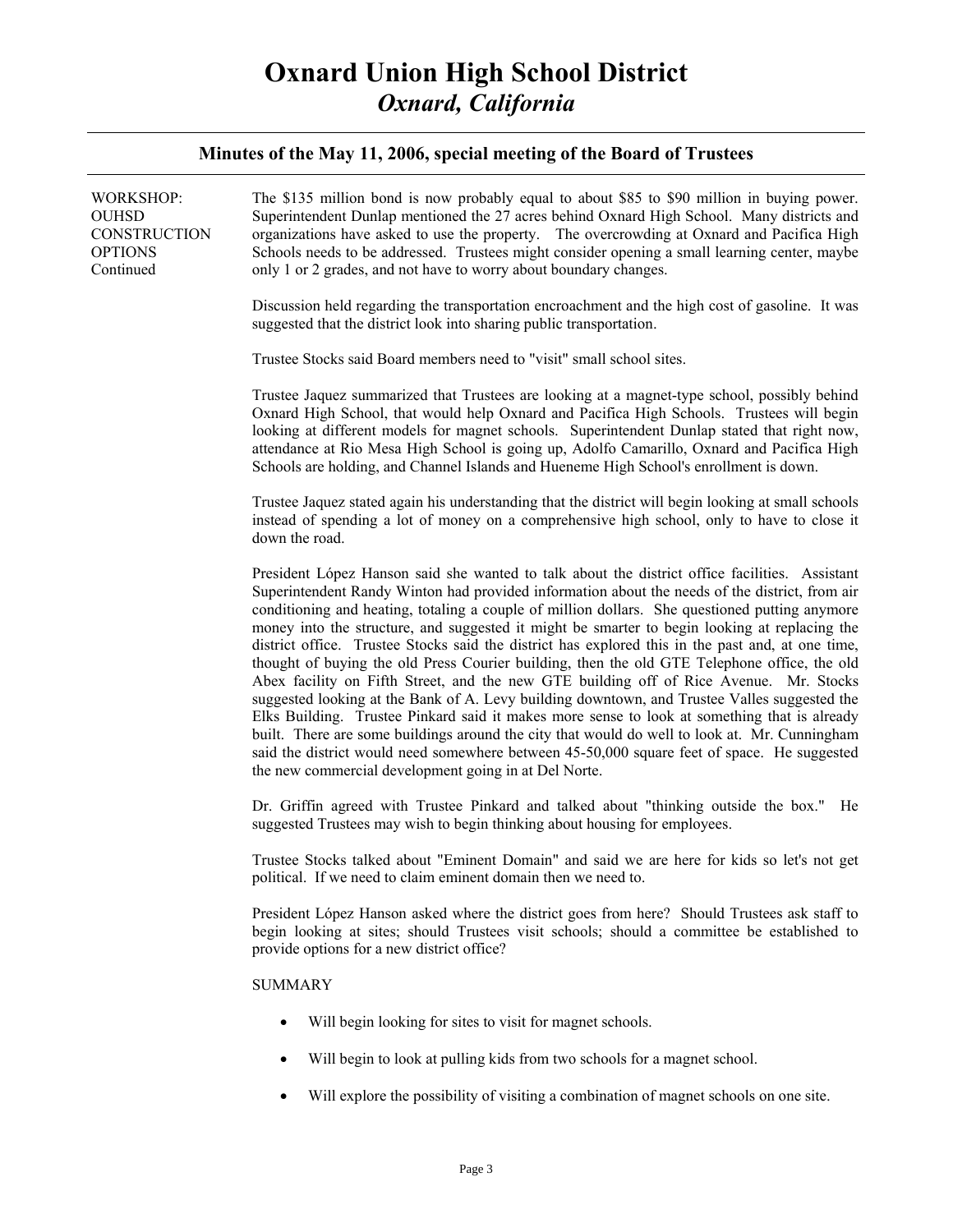# Oxnard Union High School District
## *Oxnard, California*

### Minutes of the May 11, 2006, special meeting of the Board of Trustees

**WORKSHOP: OUHSD CONSTRUCTION OPTIONS Continued**

The $135 million bond is now probably equal to about $85 to $90 million in buying power. Superintendent Dunlap mentioned the 27 acres behind Oxnard High School. Many districts and organizations have asked to use the property. The overcrowding at Oxnard and Pacifica High Schools needs to be addressed. Trustees might consider opening a small learning center, maybe only 1 or 2 grades, and not have to worry about boundary changes.

Discussion held regarding the transportation encroachment and the high cost of gasoline. It was suggested that the district look into sharing public transportation.

Trustee Stocks said Board members need to "visit" small school sites.

Trustee Jaquez summarized that Trustees are looking at a magnet-type school, possibly behind Oxnard High School, that would help Oxnard and Pacifica High Schools. Trustees will begin looking at different models for magnet schools. Superintendent Dunlap stated that right now, attendance at Rio Mesa High School is going up, Adolfo Camarillo, Oxnard and Pacifica High Schools are holding, and Channel Islands and Hueneme High School's enrollment is down.

Trustee Jaquez stated again his understanding that the district will begin looking at small schools instead of spending a lot of money on a comprehensive high school, only to have to close it down the road.

President López Hanson said she wanted to talk about the district office facilities. Assistant Superintendent Randy Winton had provided information about the needs of the district, from air conditioning and heating, totaling a couple of million dollars. She questioned putting anymore money into the structure, and suggested it might be smarter to begin looking at replacing the district office. Trustee Stocks said the district has explored this in the past and, at one time, thought of buying the old Press Courier building, then the old GTE Telephone office, the old Abex facility on Fifth Street, and the new GTE building off of Rice Avenue. Mr. Stocks suggested looking at the Bank of A. Levy building downtown, and Trustee Valles suggested the Elks Building. Trustee Pinkard said it makes more sense to look at something that is already built. There are some buildings around the city that would do well to look at. Mr. Cunningham said the district would need somewhere between 45-50,000 square feet of space. He suggested the new commercial development going in at Del Norte.

Dr. Griffin agreed with Trustee Pinkard and talked about "thinking outside the box." He suggested Trustees may wish to begin thinking about housing for employees.

Trustee Stocks talked about "Eminent Domain" and said we are here for kids so let's not get political. If we need to claim eminent domain then we need to.

President López Hanson asked where the district goes from here? Should Trustees ask staff to begin looking at sites; should Trustees visit schools; should a committee be established to provide options for a new district office?

SUMMARY

- Will begin looking for sites to visit for magnet schools.
- Will begin to look at pulling kids from two schools for a magnet school.
- Will explore the possibility of visiting a combination of magnet schools on one site.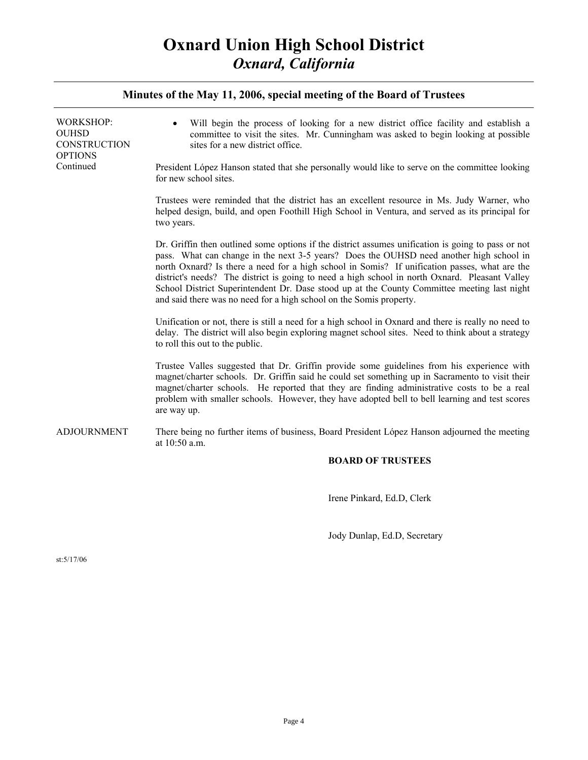# Oxnard Union High School District
## *Oxnard, California*

### Minutes of the May 11, 2006, special meeting of the Board of Trustees

**WORKSHOP: OUHSD CONSTRUCTION OPTIONS Continued**

- Will begin the process of looking for a new district office facility and establish a committee to visit the sites. Mr. Cunningham was asked to begin looking at possible sites for a new district office.

President López Hanson stated that she personally would like to serve on the committee looking for new school sites.

Trustees were reminded that the district has an excellent resource in Ms. Judy Warner, who helped design, build, and open Foothill High School in Ventura, and served as its principal for two years.

Dr. Griffin then outlined some options if the district assumes unification is going to pass or not pass. What can change in the next 3-5 years? Does the OUHSD need another high school in north Oxnard? Is there a need for a high school in Somis? If unification passes, what are the district's needs? The district is going to need a high school in north Oxnard. Pleasant Valley School District Superintendent Dr. Dase stood up at the County Committee meeting last night and said there was no need for a high school on the Somis property.

Unification or not, there is still a need for a high school in Oxnard and there is really no need to delay. The district will also begin exploring magnet school sites. Need to think about a strategy to roll this out to the public.

Trustee Valles suggested that Dr. Griffin provide some guidelines from his experience with magnet/charter schools. Dr. Griffin said he could set something up in Sacramento to visit their magnet/charter schools. He reported that they are finding administrative costs to be a real problem with smaller schools. However, they have adopted bell to bell learning and test scores are way up.

**ADJOURNMENT**

There being no further items of business, Board President López Hanson adjourned the meeting at 10:50 a.m.

**BOARD OF TRUSTEES**

Irene Pinkard, Ed.D, Clerk

Jody Dunlap, Ed.D, Secretary

st:5/17/06